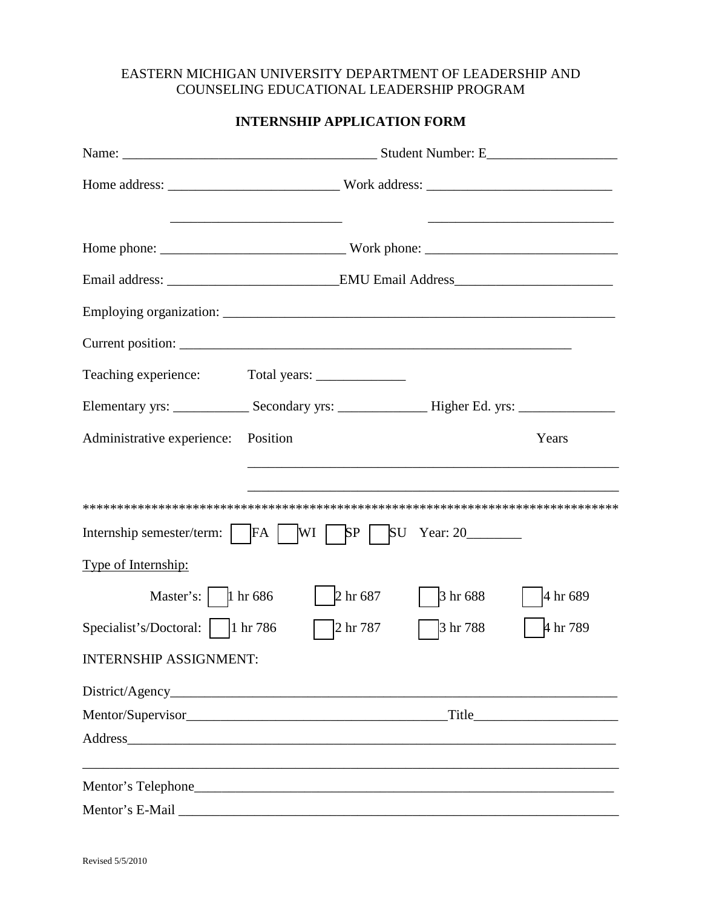EASTERN MICHIGAN UNIVERSITY DEPARTMENT OF LEADERSHIP AND COUNSELING EDUCATIONAL LEADERSHIP PROGRAM

# INTERNSHIP APPLICATION FORM

Name: ____________________________________ Student Number: E___________________

Home address: _________________________ Work address: ___________________________

_________________________ ___________________________

Home phone: ___________________________ Work phone: ____________________________

Email address: _________________________EMU Email Address_______________________

Employing organization: ____________________________________________________________

Current position: __________________________________________________________

Teaching experience: Total years: _____________

Elementary yrs: ___________ Secondary yrs: _____________ Higher Ed. yrs: ______________

Administrative experience: Position Years

_____________________________________________________

_____________________________________________________

******************************************************************************

Internship semester/term: ☐ FA ☐ WI ☐ SP ☐ SU Year: 20________

Type of Internship:

Master's: ☐ 1 hr 686 ☐ 2 hr 687 ☐ 3 hr 688 ☐ 4 hr 689

Specialist's/Doctoral: ☐ 1 hr 786 ☐ 2 hr 787 ☐ 3 hr 788 ☐ 4 hr 789

INTERNSHIP ASSIGNMENT:

District/Agency____________________________________________________________________

Mentor/Supervisor______________________________________Title_____________________

Address__________________________________________________________________________

_________________________________________________________________________________

Mentor's Telephone_______________________________________________________________

Mentor's E-Mail _________________________________________________________________

Revised 5/5/2010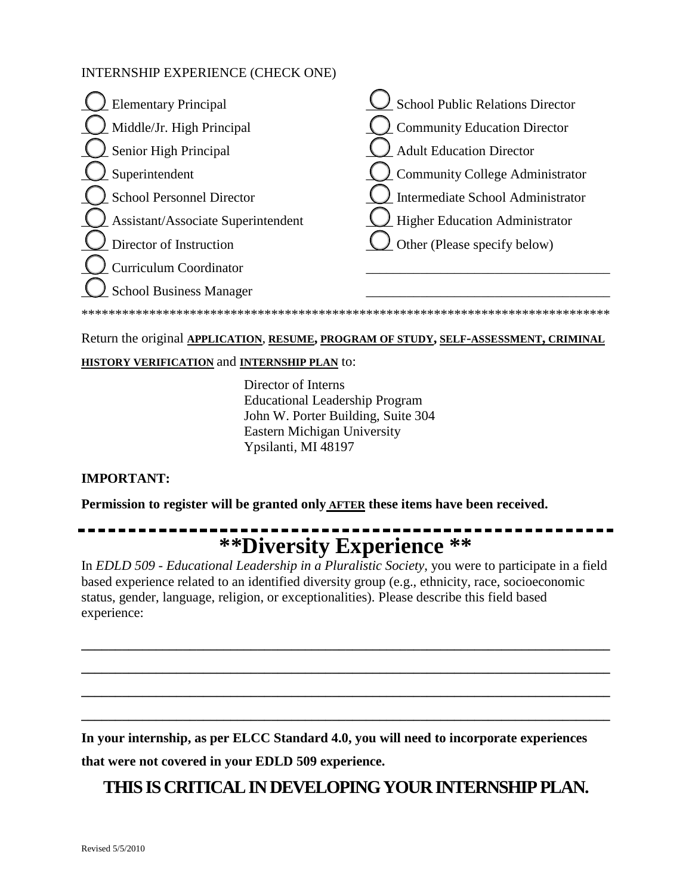INTERNSHIP EXPERIENCE (CHECK ONE)

- ◯ Elementary Principal
- ◯ Middle/Jr. High Principal
- ◯ Senior High Principal
- ◯ Superintendent
- ◯ School Personnel Director
- ◯ Assistant/Associate Superintendent
- ◯ Director of Instruction
- ◯ Curriculum Coordinator
- ◯ School Business Manager
- ◯ School Public Relations Director
- ◯ Community Education Director
- ◯ Adult Education Director
- ◯ Community College Administrator
- ◯ Intermediate School Administrator
- ◯ Higher Education Administrator
- ◯ Other (Please specify below)

___________________________________

___________________________________

******************************************************************************

Return the original **APPLICATION**, **RESUME**, **PROGRAM OF STUDY**, **SELF-ASSESSMENT**, **CRIMINAL HISTORY VERIFICATION** and **INTERNSHIP PLAN** to:

Director of Interns
Educational Leadership Program
John W. Porter Building, Suite 304
Eastern Michigan University
Ypsilanti, MI 48197

**IMPORTANT:**

**Permission to register will be granted only AFTER these items have been received.**

---

# **Diversity Experience **

In *EDLD 509 - Educational Leadership in a Pluralistic Society*, you were to participate in a field based experience related to an identified diversity group (e.g., ethnicity, race, socioeconomic status, gender, language, religion, or exceptionalities). Please describe this field based experience:

______________________________________________________________________________

______________________________________________________________________________

______________________________________________________________________________

______________________________________________________________________________

**In your internship, as per ELCC Standard 4.0, you will need to incorporate experiences that were not covered in your EDLD 509 experience.**

## **THIS IS CRITICAL IN DEVELOPING YOUR INTERNSHIP PLAN.**

Revised 5/5/2010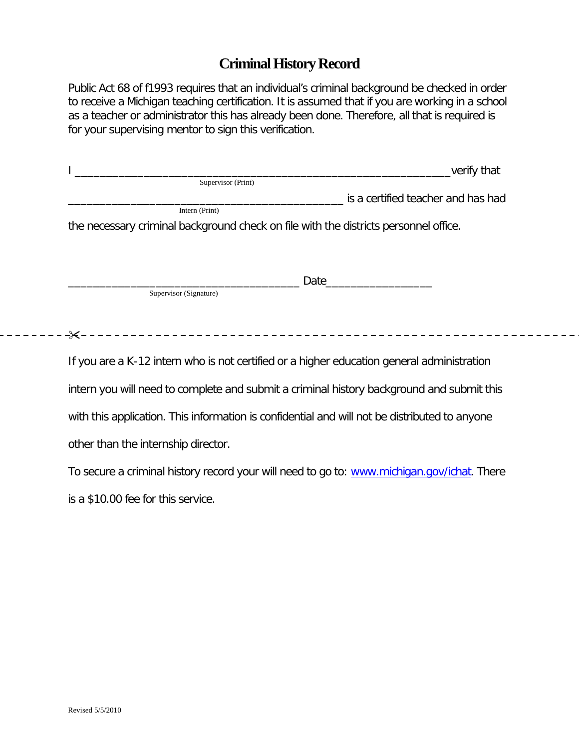# Criminal History Record

Public Act 68 of f1993 requires that an individual's criminal background be checked in order to receive a Michigan teaching certification. It is assumed that if you are working in a school as a teacher or administrator this has already been done. Therefore, all that is required is for your supervising mentor to sign this verification.

I ____________________________________________________________ verify that
Supervisor (Print)

____________________________________________ is a certified teacher and has had
Intern (Print)

the necessary criminal background check on file with the districts personnel office.

_____________________________________ Date_________________
Supervisor (Signature)

---

If you are a K-12 intern who is not certified or a higher education general administration intern you will need to complete and submit a criminal history background and submit this with this application. This information is confidential and will not be distributed to anyone other than the internship director.

To secure a criminal history record your will need to go to: [www.michigan.gov/ichat](http://www.michigan.gov/ichat). There is a $10.00 fee for this service.

Revised 5/5/2010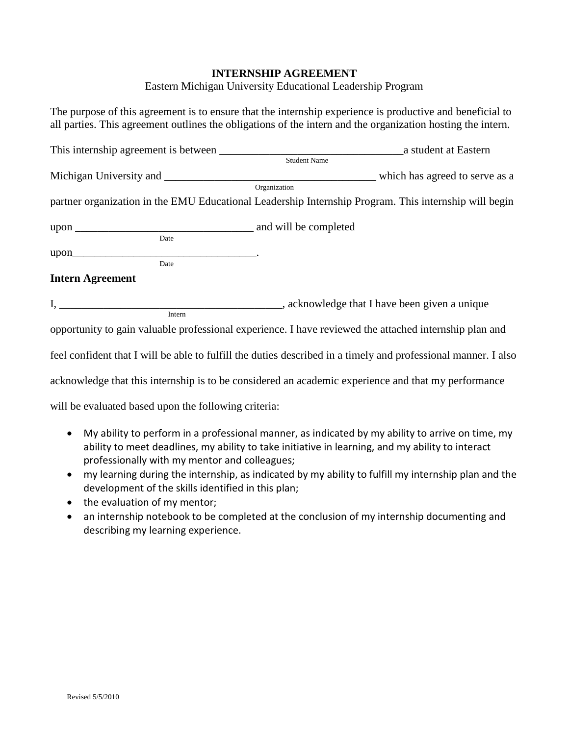# INTERNSHIP AGREEMENT

Eastern Michigan University Educational Leadership Program

The purpose of this agreement is to ensure that the internship experience is productive and beneficial to all parties. This agreement outlines the obligations of the intern and the organization hosting the intern.

This internship agreement is between _________________________________ a student at Eastern
Student Name

Michigan University and ______________________________________ which has agreed to serve as a
Organization

partner organization in the EMU Educational Leadership Internship Program. This internship will begin

upon ________________________________ and will be completed
Date

upon_________________________________.
Date

## Intern Agreement

I, ________________________________________, acknowledge that I have been given a unique
Intern

opportunity to gain valuable professional experience. I have reviewed the attached internship plan and feel confident that I will be able to fulfill the duties described in a timely and professional manner. I also acknowledge that this internship is to be considered an academic experience and that my performance will be evaluated based upon the following criteria:

- My ability to perform in a professional manner, as indicated by my ability to arrive on time, my ability to meet deadlines, my ability to take initiative in learning, and my ability to interact professionally with my mentor and colleagues;
- my learning during the internship, as indicated by my ability to fulfill my internship plan and the development of the skills identified in this plan;
- the evaluation of my mentor;
- an internship notebook to be completed at the conclusion of my internship documenting and describing my learning experience.

Revised 5/5/2010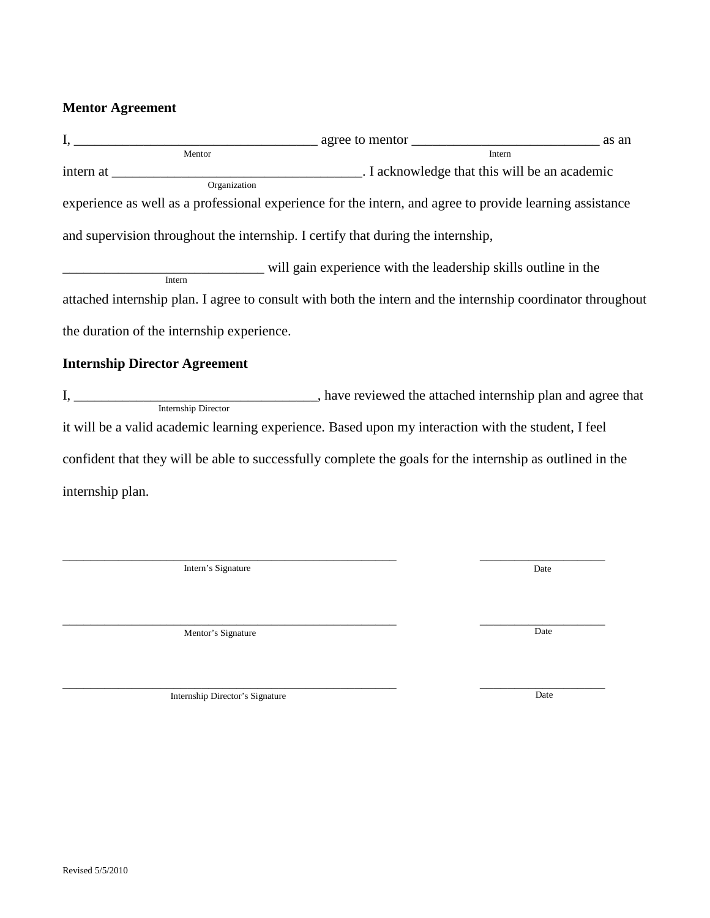**Mentor Agreement**

I, ___________________________________ agree to mentor ___________________________ as an
Mentor                                                                                    Intern

intern at ____________________________________. I acknowledge that this will be an academic
Organization

experience as well as a professional experience for the intern, and agree to provide learning assistance and supervision throughout the internship. I certify that during the internship,

_____________________________ will gain experience with the leadership skills outline in the
Intern

attached internship plan. I agree to consult with both the intern and the internship coordinator throughout the duration of the internship experience.

**Internship Director Agreement**

I, ___________________________________, have reviewed the attached internship plan and agree that
Internship Director

it will be a valid academic learning experience. Based upon my interaction with the student, I feel confident that they will be able to successfully complete the goals for the internship as outlined in the internship plan.

_________________________________________________ ____________________
Intern's Signature                                                                  Date

_________________________________________________ ____________________
Mentor's Signature                                                                  Date

_________________________________________________ ____________________
Internship Director's Signature                                                 Date

Revised 5/5/2010